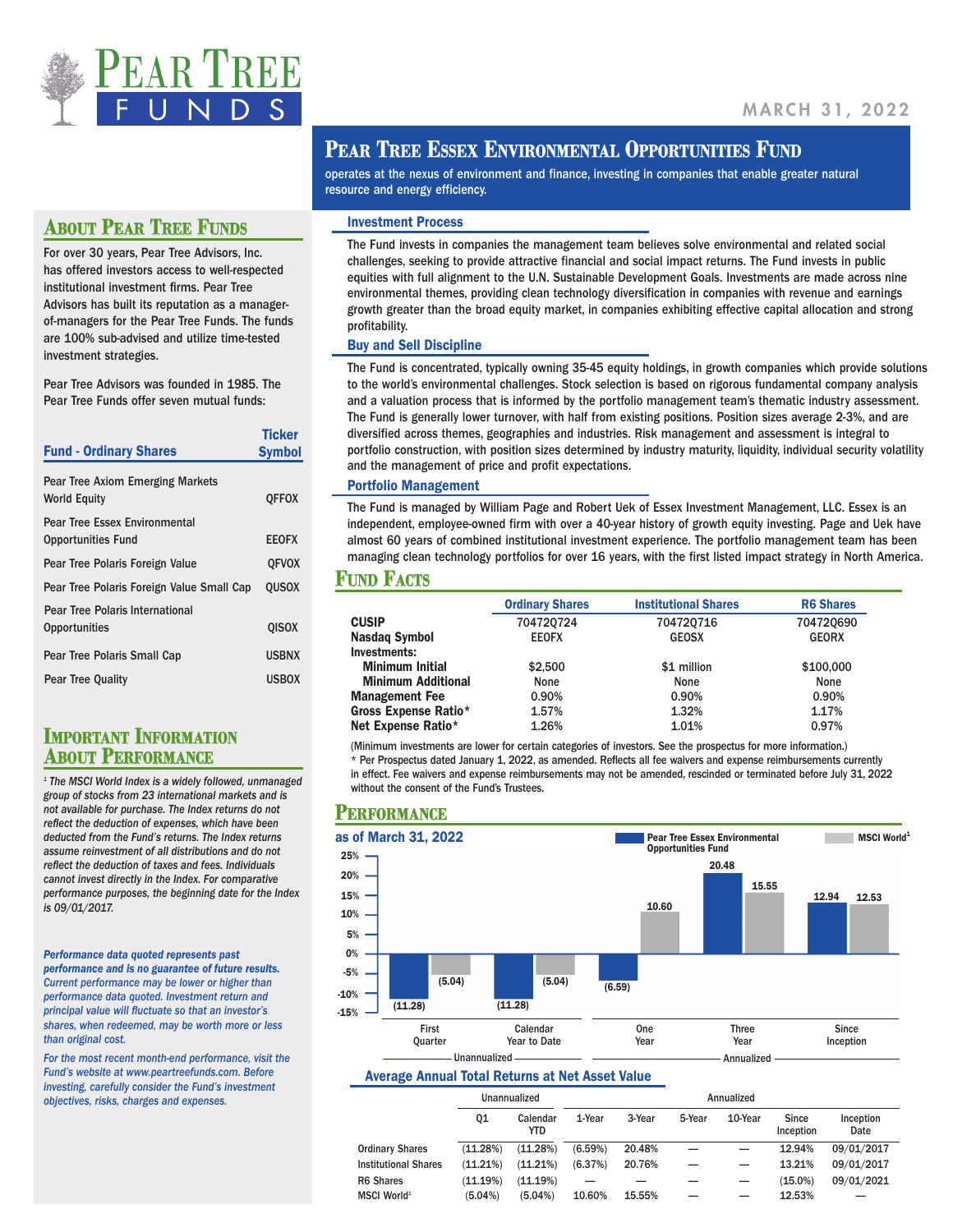# Pear Tree Funds

MARCH 31, 2022

## Pear Tree Essex Environmental Opportunities Fund

operates at the nexus of environment and finance, investing in companies that enable greater natural resource and energy efficiency.

### Investment Process

The Fund invests in companies the management team believes solve environmental and related social challenges, seeking to provide attractive financial and social impact returns. The Fund invests in public equities with full alignment to the U.N. Sustainable Development Goals. Investments are made across nine environmental themes, providing clean technology diversification in companies with revenue and earnings growth greater than the broad equity market, in companies exhibiting effective capital allocation and strong profitability.

### Buy and Sell Discipline

The Fund is concentrated, typically owning 35-45 equity holdings, in growth companies which provide solutions to the world's environmental challenges. Stock selection is based on rigorous fundamental company analysis and a valuation process that is informed by the portfolio management team's thematic industry assessment. The Fund is generally lower turnover, with half from existing positions. Position sizes average 2-3%, and are diversified across themes, geographies and industries. Risk management and assessment is integral to portfolio construction, with position sizes determined by industry maturity, liquidity, individual security volatility and the management of price and profit expectations.

### Portfolio Management

The Fund is managed by William Page and Robert Uek of Essex Investment Management, LLC. Essex is an independent, employee-owned firm with over a 40-year history of growth equity investing. Page and Uek have almost 60 years of combined institutional investment experience. The portfolio management team has been managing clean technology portfolios for over 16 years, with the first listed impact strategy in North America.

## Fund Facts

| | Ordinary Shares | Institutional Shares | R6 Shares |
|---|---|---|---|
| **CUSIP** | 704720724 | 704720716 | 704720690 |
| **Nasdaq Symbol** | EEOFX | GEOSX | GEORX |
| **Investments:** | | | |
| **Minimum Initial** | $2,500 | $1 million | $100,000 |
| **Minimum Additional** | None | None | None |
| **Management Fee** | 0.90% | 0.90% | 0.90% |
| **Gross Expense Ratio*** | 1.57% | 1.32% | 1.17% |
| **Net Expense Ratio*** | 1.26% | 1.01% | 0.97% |

(Minimum investments are lower for certain categories of investors. See the prospectus for more information.)
* Per Prospectus dated January 1, 2022, as amended. Reflects all fee waivers and expense reimbursements currently in effect. Fee waivers and expense reimbursements may not be amended, rescinded or terminated before July 31, 2022 without the consent of the Fund's Trustees.

## Performance

as of March 31, 2022

| | Pear Tree Essex Environmental Opportunities Fund | MSCI World[1] |
|---|---|---|
| First Quarter (Unannualized) | (11.28) | (5.04) |
| Calendar Year to Date (Unannualized) | (11.28) | (5.04) |
| One Year (Annualized) | (6.59) | 10.60 |
| Three Year (Annualized) | 20.48 | 15.55 |
| Since Inception (Annualized) | 12.94 | 12.53 |

### Average Annual Total Returns at Net Asset Value

| | Unannualized | | Annualized | | | | | |
|---|---|---|---|---|---|---|---|---|
| | Q1 | Calendar YTD | 1-Year | 3-Year | 5-Year | 10-Year | Since Inception | Inception Date |
| Ordinary Shares | (11.28%) | (11.28%) | (6.59%) | 20.48% | — | — | 12.94% | 09/01/2017 |
| Institutional Shares | (11.21%) | (11.21%) | (6.37%) | 20.76% | — | — | 13.21% | 09/01/2017 |
| R6 Shares | (11.19%) | (11.19%) | — | — | — | — | (15.0%) | 09/01/2021 |
| MSCI World[1] | (5.04%) | (5.04%) | 10.60% | 15.55% | — | — | 12.53% | — |

## About Pear Tree Funds

For over 30 years, Pear Tree Advisors, Inc. has offered investors access to well-respected institutional investment firms. Pear Tree Advisors has built its reputation as a manager-of-managers for the Pear Tree Funds. The funds are 100% sub-advised and utilize time-tested investment strategies.

Pear Tree Advisors was founded in 1985. The Pear Tree Funds offer seven mutual funds:

| Fund - Ordinary Shares | Ticker Symbol |
|---|---|
| Pear Tree Axiom Emerging Markets World Equity | QFFOX |
| Pear Tree Essex Environmental Opportunities Fund | EEOFX |
| Pear Tree Polaris Foreign Value | QFVOX |
| Pear Tree Polaris Foreign Value Small Cap | QUSOX |
| Pear Tree Polaris International Opportunities | QISOX |
| Pear Tree Polaris Small Cap | USBNX |
| Pear Tree Quality | USBOX |

## Important Information About Performance

*[1] The MSCI World Index is a widely followed, unmanaged group of stocks from 23 international markets and is not available for purchase. The Index returns do not reflect the deduction of expenses, which have been deducted from the Fund's returns. The Index returns assume reinvestment of all distributions and do not reflect the deduction of taxes and fees. Individuals cannot invest directly in the Index. For comparative performance purposes, the beginning date for the Index is 09/01/2017.*

***Performance data quoted represents past performance and is no guarantee of future results.*** *Current performance may be lower or higher than performance data quoted. Investment return and principal value will fluctuate so that an investor's shares, when redeemed, may be worth more or less than original cost.*

*For the most recent month-end performance, visit the Fund's website at www.peartreefunds.com. Before investing, carefully consider the Fund's investment objectives, risks, charges and expenses.*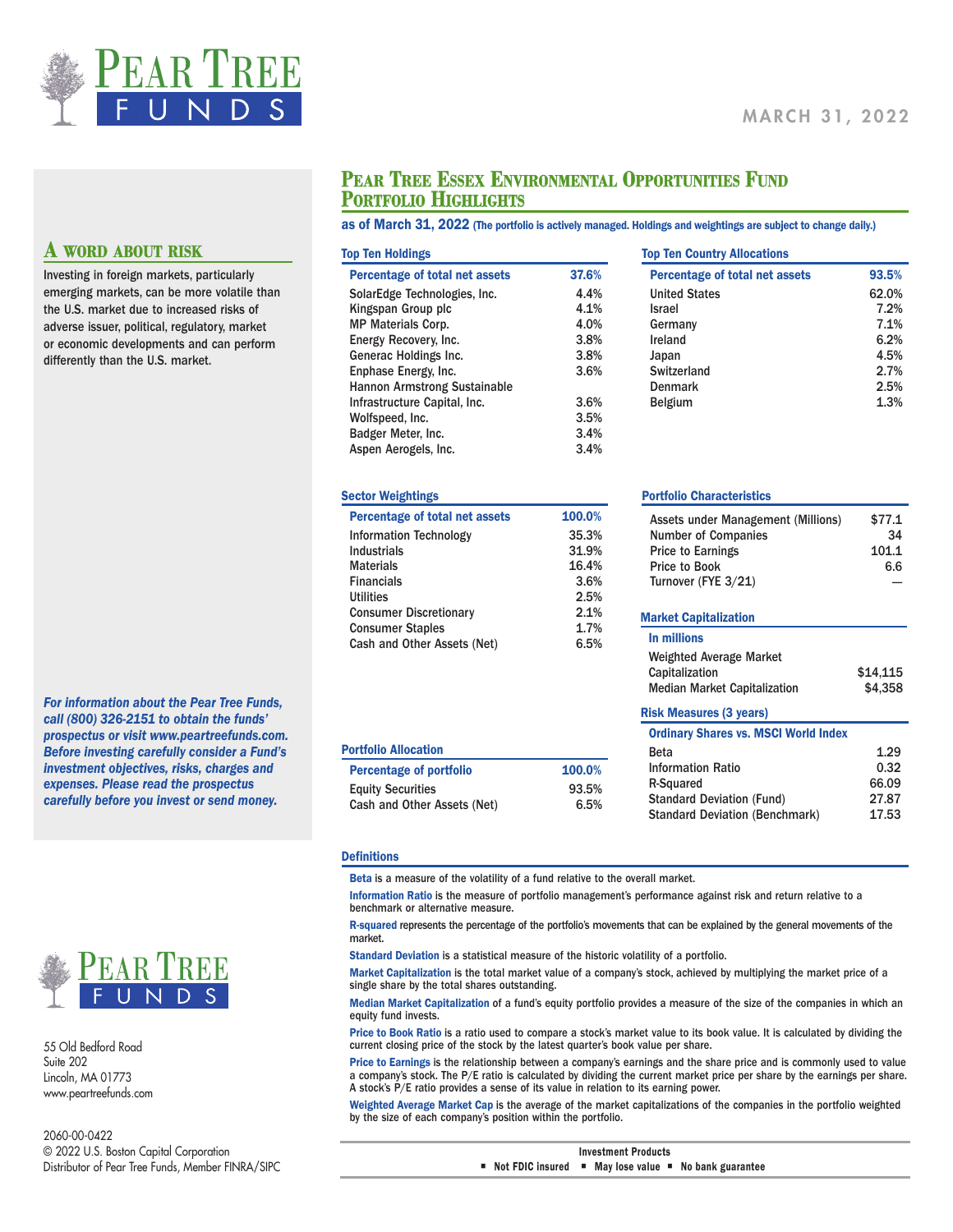# PEAR TREE FUNDS

MARCH 31, 2022

## A WORD ABOUT RISK

Investing in foreign markets, particularly emerging markets, can be more volatile than the U.S. market due to increased risks of adverse issuer, political, regulatory, market or economic developments and can perform differently than the U.S. market.

***For information about the Pear Tree Funds, call (800) 326-2151 to obtain the funds' prospectus or visit www.peartreefunds.com. Before investing carefully consider a Fund's investment objectives, risks, charges and expenses. Please read the prospectus carefully before you invest or send money.***

## PEAR TREE ESSEX ENVIRONMENTAL OPPORTUNITIES FUND PORTFOLIO HIGHLIGHTS

**as of March 31, 2022** (The portfolio is actively managed. Holdings and weightings are subject to change daily.)

### Top Ten Holdings

| Percentage of total net assets | 37.6% |
|---|---|
| SolarEdge Technologies, Inc. | 4.4% |
| Kingspan Group plc | 4.1% |
| MP Materials Corp. | 4.0% |
| Energy Recovery, Inc. | 3.8% |
| Generac Holdings Inc. | 3.8% |
| Enphase Energy, Inc. | 3.6% |
| Hannon Armstrong Sustainable Infrastructure Capital, Inc. | 3.6% |
| Wolfspeed, Inc. | 3.5% |
| Badger Meter, Inc. | 3.4% |
| Aspen Aerogels, Inc. | 3.4% |

### Top Ten Country Allocations

| Percentage of total net assets | 93.5% |
|---|---|
| United States | 62.0% |
| Israel | 7.2% |
| Germany | 7.1% |
| Ireland | 6.2% |
| Japan | 4.5% |
| Switzerland | 2.7% |
| Denmark | 2.5% |
| Belgium | 1.3% |

### Sector Weightings

| Percentage of total net assets | 100.0% |
|---|---|
| Information Technology | 35.3% |
| Industrials | 31.9% |
| Materials | 16.4% |
| Financials | 3.6% |
| Utilities | 2.5% |
| Consumer Discretionary | 2.1% |
| Consumer Staples | 1.7% |
| Cash and Other Assets (Net) | 6.5% |

### Portfolio Characteristics

| | |
|---|---|
| Assets under Management (Millions) | $77.1 |
| Number of Companies | 34 |
| Price to Earnings | 101.1 |
| Price to Book | 6.6 |
| Turnover (FYE 3/21) | — |

### Market Capitalization

| In millions | |
|---|---|
| Weighted Average Market Capitalization | $14,115 |
| Median Market Capitalization | $4,358 |

### Portfolio Allocation

| Percentage of portfolio | 100.0% |
|---|---|
| Equity Securities | 93.5% |
| Cash and Other Assets (Net) | 6.5% |

### Risk Measures (3 years)

| Ordinary Shares vs. MSCI World Index | |
|---|---|
| Beta | 1.29 |
| Information Ratio | 0.32 |
| R-Squared | 66.09 |
| Standard Deviation (Fund) | 27.87 |
| Standard Deviation (Benchmark) | 17.53 |

### Definitions

**Beta** is a measure of the volatility of a fund relative to the overall market.

**Information Ratio** is the measure of portfolio management's performance against risk and return relative to a benchmark or alternative measure.

**R-squared** represents the percentage of the portfolio's movements that can be explained by the general movements of the market.

**Standard Deviation** is a statistical measure of the historic volatility of a portfolio.

**Market Capitalization** is the total market value of a company's stock, achieved by multiplying the market price of a single share by the total shares outstanding.

**Median Market Capitalization** of a fund's equity portfolio provides a measure of the size of the companies in which an equity fund invests.

**Price to Book Ratio** is a ratio used to compare a stock's market value to its book value. It is calculated by dividing the current closing price of the stock by the latest quarter's book value per share.

**Price to Earnings** is the relationship between a company's earnings and the share price and is commonly used to value a company's stock. The P/E ratio is calculated by dividing the current market price per share by the earnings per share. A stock's P/E ratio provides a sense of its value in relation to its earning power.

**Weighted Average Market Cap** is the average of the market capitalizations of the companies in the portfolio weighted by the size of each company's position within the portfolio.

PEAR TREE FUNDS

55 Old Bedford Road
Suite 202
Lincoln, MA 01773
www.peartreefunds.com

2060-00-0422
© 2022 U.S. Boston Capital Corporation
Distributor of Pear Tree Funds, Member FINRA/SIPC

**Investment Products**

▪ Not FDIC insured ▪ May lose value ▪ No bank guarantee